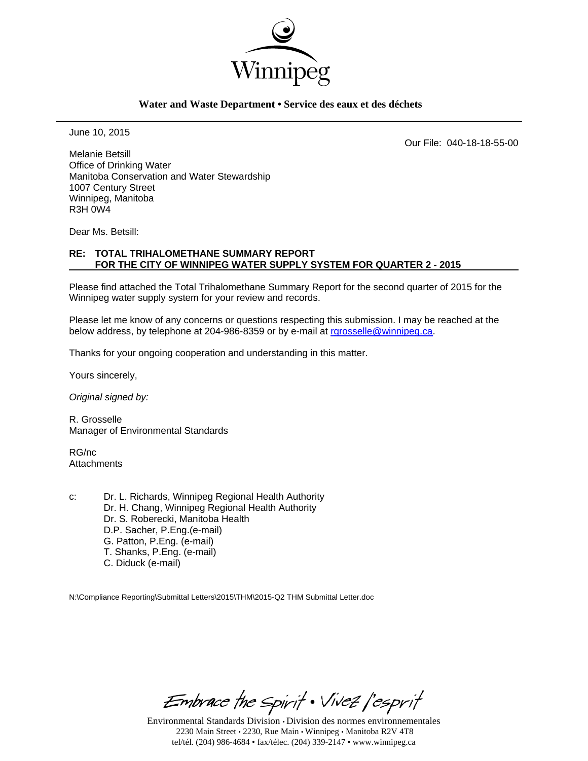Winnipeg

**Water and Waste Department • Service des eaux et des déchets**

June 10, 2015

Our File: 040-18-18-55-00

Melanie Betsill
Office of Drinking Water
Manitoba Conservation and Water Stewardship
1007 Century Street
Winnipeg, Manitoba
R3H 0W4

Dear Ms. Betsill:

**RE: TOTAL TRIHALOMETHANE SUMMARY REPORT FOR THE CITY OF WINNIPEG WATER SUPPLY SYSTEM FOR QUARTER 2 - 2015**

Please find attached the Total Trihalomethane Summary Report for the second quarter of 2015 for the Winnipeg water supply system for your review and records.

Please let me know of any concerns or questions respecting this submission. I may be reached at the below address, by telephone at 204-986-8359 or by e-mail at rgrosselle@winnipeg.ca.

Thanks for your ongoing cooperation and understanding in this matter.

Yours sincerely,

*Original signed by:*

R. Grosselle
Manager of Environmental Standards

RG/nc
Attachments

c: Dr. L. Richards, Winnipeg Regional Health Authority
Dr. H. Chang, Winnipeg Regional Health Authority
Dr. S. Roberecki, Manitoba Health
D.P. Sacher, P.Eng.(e-mail)
G. Patton, P.Eng. (e-mail)
T. Shanks, P.Eng. (e-mail)
C. Diduck (e-mail)

N:\Compliance Reporting\Submittal Letters\2015\THM\2015-Q2 THM Submittal Letter.doc

*Embrace the Spirit • Vivez l'esprit*

Environmental Standards Division • Division des normes environnementales
2230 Main Street • 2230, Rue Main • Winnipeg • Manitoba R2V 4T8
tel/tél. (204) 986-4684 • fax/télec. (204) 339-2147 • www.winnipeg.ca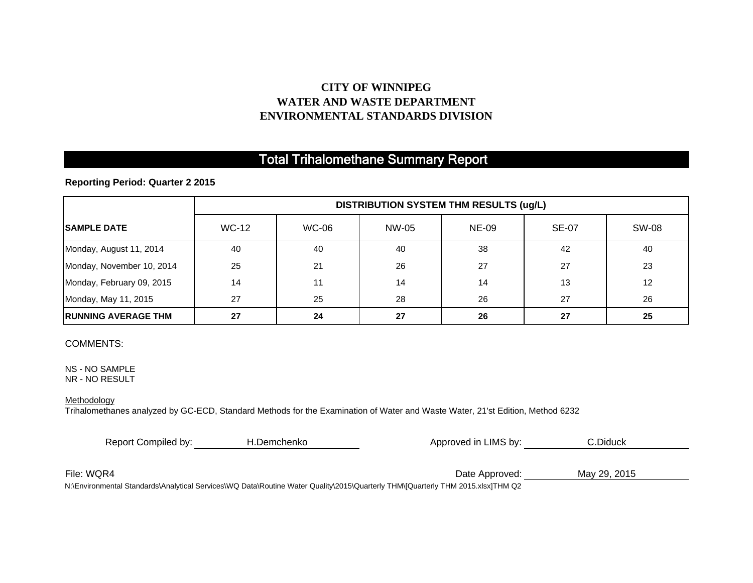**CITY OF WINNIPEG**
**WATER AND WASTE DEPARTMENT**
**ENVIRONMENTAL STANDARDS DIVISION**

# Total Trihalomethane Summary Report

**Reporting Period: Quarter 2 2015**

| | DISTRIBUTION SYSTEM THM RESULTS (ug/L) | | | | | |
|---|---|---|---|---|---|---|
| **SAMPLE DATE** | WC-12 | WC-06 | NW-05 | NE-09 | SE-07 | SW-08 |
| Monday, August 11, 2014 | 40 | 40 | 40 | 38 | 42 | 40 |
| Monday, November 10, 2014 | 25 | 21 | 26 | 27 | 27 | 23 |
| Monday, February 09, 2015 | 14 | 11 | 14 | 14 | 13 | 12 |
| Monday, May 11, 2015 | 27 | 25 | 28 | 26 | 27 | 26 |
| **RUNNING AVERAGE THM** | **27** | **24** | **27** | **26** | **27** | **25** |

COMMENTS:

NS - NO SAMPLE
NR - NO RESULT

Methodology
Trihalomethanes analyzed by GC-ECD, Standard Methods for the Examination of Water and Waste Water, 21'st Edition, Method 6232

Report Compiled by: H.Demchenko

Approved in LIMS by: C.Diduck

File: WQR4

Date Approved: May 29, 2015

N:\Environmental Standards\Analytical Services\WQ Data\Routine Water Quality\2015\Quarterly THM\[Quarterly THM 2015.xlsx]THM Q2